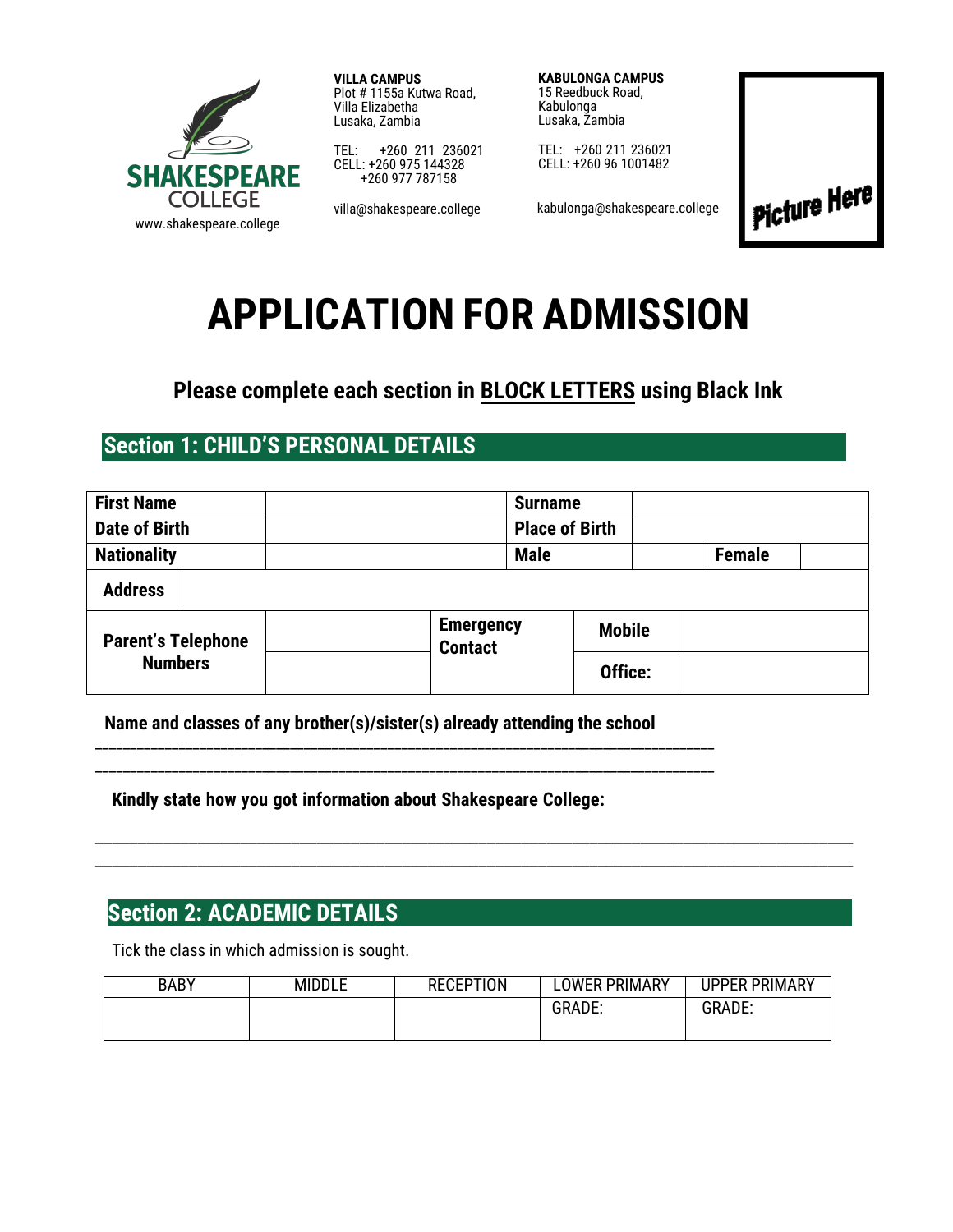SHAKESPEARE COLLEGE
www.shakespeare.college

**VILLA CAMPUS**
Plot # 1155a Kutwa Road,
Villa Elizabetha
Lusaka, Zambia

TEL: +260 211 236021
CELL: +260 975 144328
+260 977 787158

villa@shakespeare.college

**KABULONGA CAMPUS**
15 Reedbuck Road,
Kabulonga
Lusaka, Zambia

TEL: +260 211 236021
CELL: +260 96 1001482

kabulonga@shakespeare.college

Picture Here

# APPLICATION FOR ADMISSION

### Please complete each section in BLOCK LETTERS using Black Ink

## Section 1: CHILD'S PERSONAL DETAILS

| **First Name** | | **Surname** | | | |
|---|---|---|---|---|---|
| **Date of Birth** | | **Place of Birth** | | | |
| **Nationality** | | **Male** | | **Female** | |
| **Address** | | | | | |

| **Parent's Telephone Numbers** | | **Emergency Contact** | **Mobile** | |
|---|---|---|---|---|
| | | | **Office:** | |

**Name and classes of any brother(s)/sister(s) already attending the school**

___________________________________________________________________________

___________________________________________________________________________

**Kindly state how you got information about Shakespeare College:**

___________________________________________________________________________

___________________________________________________________________________

## Section 2: ACADEMIC DETAILS

Tick the class in which admission is sought.

| BABY | MIDDLE | RECEPTION | LOWER PRIMARY | UPPER PRIMARY |
|---|---|---|---|---|
| | | | GRADE: | GRADE: |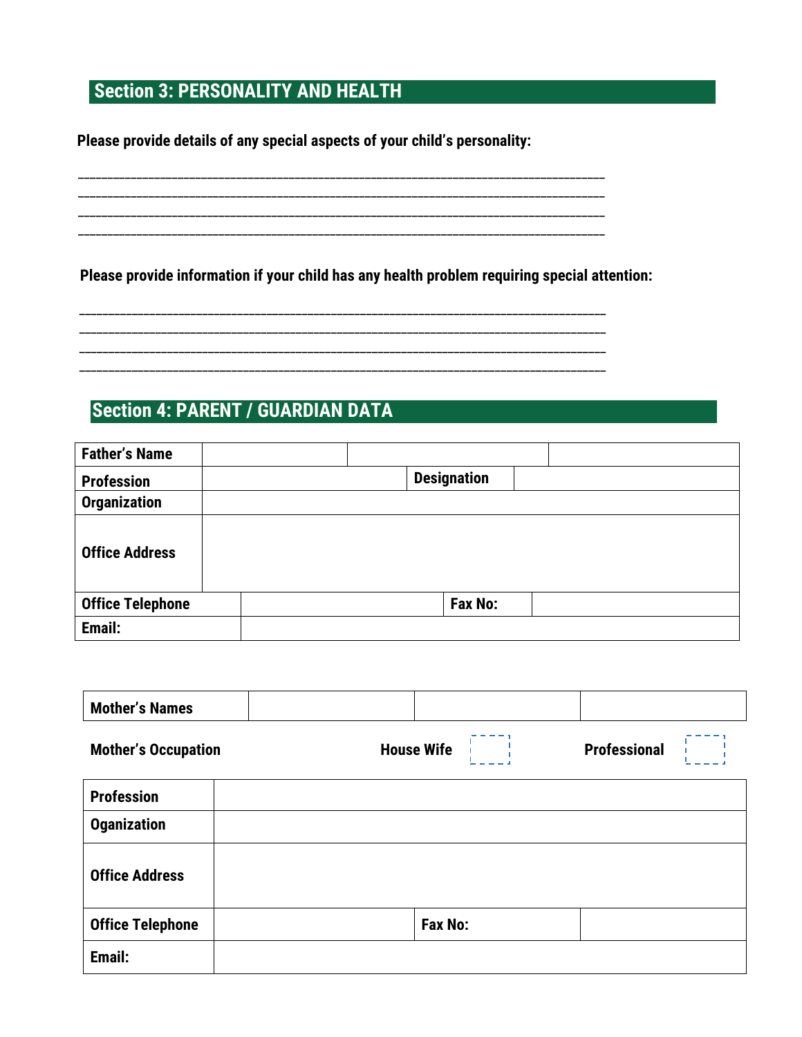## Section 3: PERSONALITY AND HEALTH

**Please provide details of any special aspects of your child's personality:**

\_\_\_\_\_\_\_\_\_\_\_\_\_\_\_\_\_\_\_\_\_\_\_\_\_\_\_\_\_\_\_\_\_\_\_\_\_\_\_\_\_\_\_\_\_\_\_\_\_\_\_\_\_\_\_\_\_\_\_\_\_\_\_\_\_\_\_\_\_\_\_\_\_\_\_\_\_\_

\_\_\_\_\_\_\_\_\_\_\_\_\_\_\_\_\_\_\_\_\_\_\_\_\_\_\_\_\_\_\_\_\_\_\_\_\_\_\_\_\_\_\_\_\_\_\_\_\_\_\_\_\_\_\_\_\_\_\_\_\_\_\_\_\_\_\_\_\_\_\_\_\_\_\_\_\_\_

\_\_\_\_\_\_\_\_\_\_\_\_\_\_\_\_\_\_\_\_\_\_\_\_\_\_\_\_\_\_\_\_\_\_\_\_\_\_\_\_\_\_\_\_\_\_\_\_\_\_\_\_\_\_\_\_\_\_\_\_\_\_\_\_\_\_\_\_\_\_\_\_\_\_\_\_\_\_

\_\_\_\_\_\_\_\_\_\_\_\_\_\_\_\_\_\_\_\_\_\_\_\_\_\_\_\_\_\_\_\_\_\_\_\_\_\_\_\_\_\_\_\_\_\_\_\_\_\_\_\_\_\_\_\_\_\_\_\_\_\_\_\_\_\_\_\_\_\_\_\_\_\_\_\_\_\_

**Please provide information if your child has any health problem requiring special attention:**

\_\_\_\_\_\_\_\_\_\_\_\_\_\_\_\_\_\_\_\_\_\_\_\_\_\_\_\_\_\_\_\_\_\_\_\_\_\_\_\_\_\_\_\_\_\_\_\_\_\_\_\_\_\_\_\_\_\_\_\_\_\_\_\_\_\_\_\_\_\_\_\_\_\_\_\_\_\_

\_\_\_\_\_\_\_\_\_\_\_\_\_\_\_\_\_\_\_\_\_\_\_\_\_\_\_\_\_\_\_\_\_\_\_\_\_\_\_\_\_\_\_\_\_\_\_\_\_\_\_\_\_\_\_\_\_\_\_\_\_\_\_\_\_\_\_\_\_\_\_\_\_\_\_\_\_\_

\_\_\_\_\_\_\_\_\_\_\_\_\_\_\_\_\_\_\_\_\_\_\_\_\_\_\_\_\_\_\_\_\_\_\_\_\_\_\_\_\_\_\_\_\_\_\_\_\_\_\_\_\_\_\_\_\_\_\_\_\_\_\_\_\_\_\_\_\_\_\_\_\_\_\_\_\_\_

\_\_\_\_\_\_\_\_\_\_\_\_\_\_\_\_\_\_\_\_\_\_\_\_\_\_\_\_\_\_\_\_\_\_\_\_\_\_\_\_\_\_\_\_\_\_\_\_\_\_\_\_\_\_\_\_\_\_\_\_\_\_\_\_\_\_\_\_\_\_\_\_\_\_\_\_\_\_

## Section 4: PARENT / GUARDIAN DATA

| **Father's Name** | | | |
|---|---|---|---|
| **Profession** | | **Designation** | |
| **Organization** | | | |
| **Office Address** | | | |
| **Office Telephone** | | **Fax No:** | |
| **Email:** | | | |

| **Mother's Names** | | | |
|---|---|---|---|

**Mother's Occupation** **House Wife** ☐ **Professional** ☐

| **Profession** | | | |
|---|---|---|---|
| **Oganization** | | | |
| **Office Address** | | | |
| **Office Telephone** | | **Fax No:** | |
| **Email:** | | | |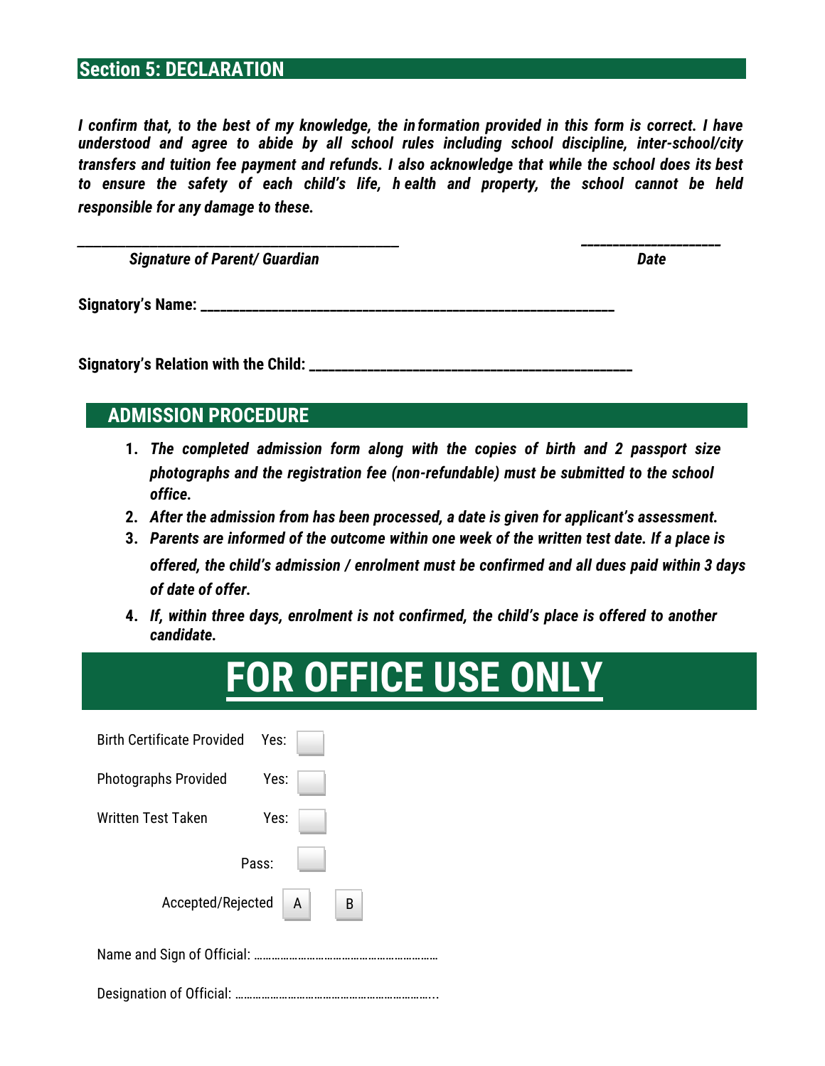## Section 5: DECLARATION

***I confirm that, to the best of my knowledge, the information provided in this form is correct. I have understood and agree to abide by all school rules including school discipline, inter-school/city transfers and tuition fee payment and refunds. I also acknowledge that while the school does its best to ensure the safety of each child's life, health and property, the school cannot be held responsible for any damage to these.***

\_\_\_\_\_\_\_\_\_\_\_\_\_\_\_\_\_\_\_\_\_\_\_\_\_\_\_\_\_\_\_\_\_\_\_\_\_\_\_\_\_\_ &nbsp;&nbsp;&nbsp;&nbsp;&nbsp;&nbsp;&nbsp;&nbsp;&nbsp;&nbsp;&nbsp;&nbsp;&nbsp;&nbsp;&nbsp;&nbsp;&nbsp;&nbsp;&nbsp;&nbsp;\_\_\_\_\_\_\_\_\_\_\_\_\_\_\_\_\_\_\_\_

***Signature of Parent/ Guardian*** &nbsp;&nbsp;&nbsp;&nbsp;&nbsp;&nbsp;&nbsp;&nbsp;&nbsp;&nbsp;&nbsp;&nbsp;&nbsp;&nbsp;&nbsp;&nbsp;&nbsp;&nbsp;&nbsp;&nbsp;&nbsp;&nbsp;&nbsp;&nbsp;&nbsp;&nbsp;&nbsp;&nbsp;&nbsp;&nbsp;&nbsp;&nbsp;&nbsp;&nbsp;&nbsp;&nbsp;&nbsp;&nbsp;&nbsp;&nbsp;***Date***

**Signatory's Name: \_\_\_\_\_\_\_\_\_\_\_\_\_\_\_\_\_\_\_\_\_\_\_\_\_\_\_\_\_\_\_\_\_\_\_\_\_\_\_\_\_\_\_\_\_\_\_\_\_\_\_\_\_\_\_\_\_\_\_\_**

**Signatory's Relation with the Child: \_\_\_\_\_\_\_\_\_\_\_\_\_\_\_\_\_\_\_\_\_\_\_\_\_\_\_\_\_\_\_\_\_\_\_\_\_\_\_\_\_\_\_\_\_\_\_\_**

## ADMISSION PROCEDURE

1. ***The completed admission form along with the copies of birth and 2 passport size photographs and the registration fee (non-refundable) must be submitted to the school office.***
2. ***After the admission from has been processed, a date is given for applicant's assessment.***
3. ***Parents are informed of the outcome within one week of the written test date. If a place is offered, the child's admission / enrolment must be confirmed and all dues paid within 3 days of date of offer.***
4. ***If, within three days, enrolment is not confirmed, the child's place is offered to another candidate.***

# FOR OFFICE USE ONLY

Birth Certificate Provided &nbsp;&nbsp;Yes: ☐

Photographs Provided &nbsp;&nbsp;Yes: ☐

Written Test Taken &nbsp;&nbsp;Yes: ☐

Pass: ☐

Accepted/Rejected &nbsp;&nbsp;A &nbsp;&nbsp;B

Name and Sign of Official: ……………………………………………………

Designation of Official: ………………………………………………………..